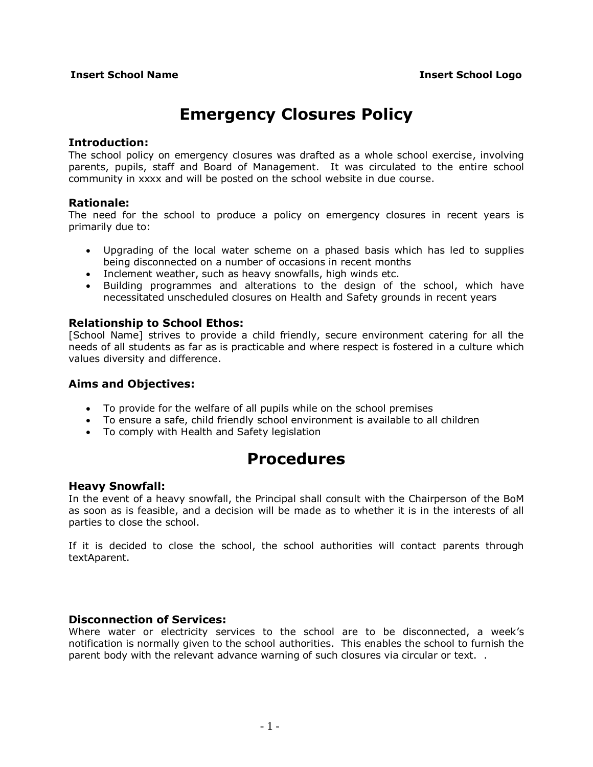**Insert School Name** **Insert School Logo**

# Emergency Closures Policy

### Introduction:

The school policy on emergency closures was drafted as a whole school exercise, involving parents, pupils, staff and Board of Management. It was circulated to the entire school community in xxxx and will be posted on the school website in due course.

### Rationale:

The need for the school to produce a policy on emergency closures in recent years is primarily due to:

- Upgrading of the local water scheme on a phased basis which has led to supplies being disconnected on a number of occasions in recent months
- Inclement weather, such as heavy snowfalls, high winds etc.
- Building programmes and alterations to the design of the school, which have necessitated unscheduled closures on Health and Safety grounds in recent years

### Relationship to School Ethos:

[School Name] strives to provide a child friendly, secure environment catering for all the needs of all students as far as is practicable and where respect is fostered in a culture which values diversity and difference.

### Aims and Objectives:

- To provide for the welfare of all pupils while on the school premises
- To ensure a safe, child friendly school environment is available to all children
- To comply with Health and Safety legislation

# Procedures

### Heavy Snowfall:

In the event of a heavy snowfall, the Principal shall consult with the Chairperson of the BoM as soon as is feasible, and a decision will be made as to whether it is in the interests of all parties to close the school.

If it is decided to close the school, the school authorities will contact parents through textAparent.

### Disconnection of Services:

Where water or electricity services to the school are to be disconnected, a week's notification is normally given to the school authorities. This enables the school to furnish the parent body with the relevant advance warning of such closures via circular or text. .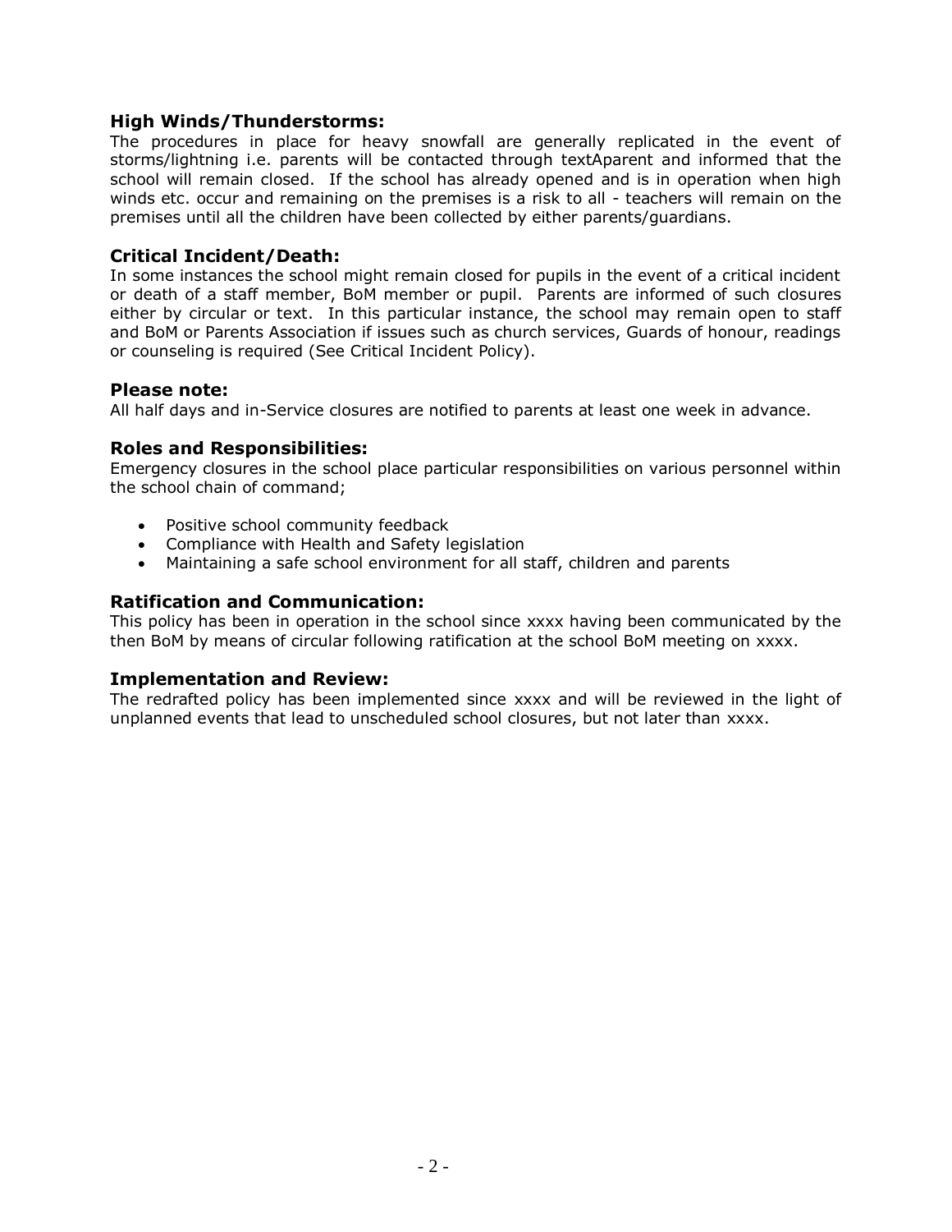### High Winds/Thunderstorms:

The procedures in place for heavy snowfall are generally replicated in the event of storms/lightning i.e. parents will be contacted through textAparent and informed that the school will remain closed. If the school has already opened and is in operation when high winds etc. occur and remaining on the premises is a risk to all - teachers will remain on the premises until all the children have been collected by either parents/guardians.

### Critical Incident/Death:

In some instances the school might remain closed for pupils in the event of a critical incident or death of a staff member, BoM member or pupil. Parents are informed of such closures either by circular or text. In this particular instance, the school may remain open to staff and BoM or Parents Association if issues such as church services, Guards of honour, readings or counseling is required (See Critical Incident Policy).

### Please note:

All half days and in-Service closures are notified to parents at least one week in advance.

### Roles and Responsibilities:

Emergency closures in the school place particular responsibilities on various personnel within the school chain of command;

- Positive school community feedback
- Compliance with Health and Safety legislation
- Maintaining a safe school environment for all staff, children and parents

### Ratification and Communication:

This policy has been in operation in the school since xxxx having been communicated by the then BoM by means of circular following ratification at the school BoM meeting on xxxx.

### Implementation and Review:

The redrafted policy has been implemented since xxxx and will be reviewed in the light of unplanned events that lead to unscheduled school closures, but not later than xxxx.